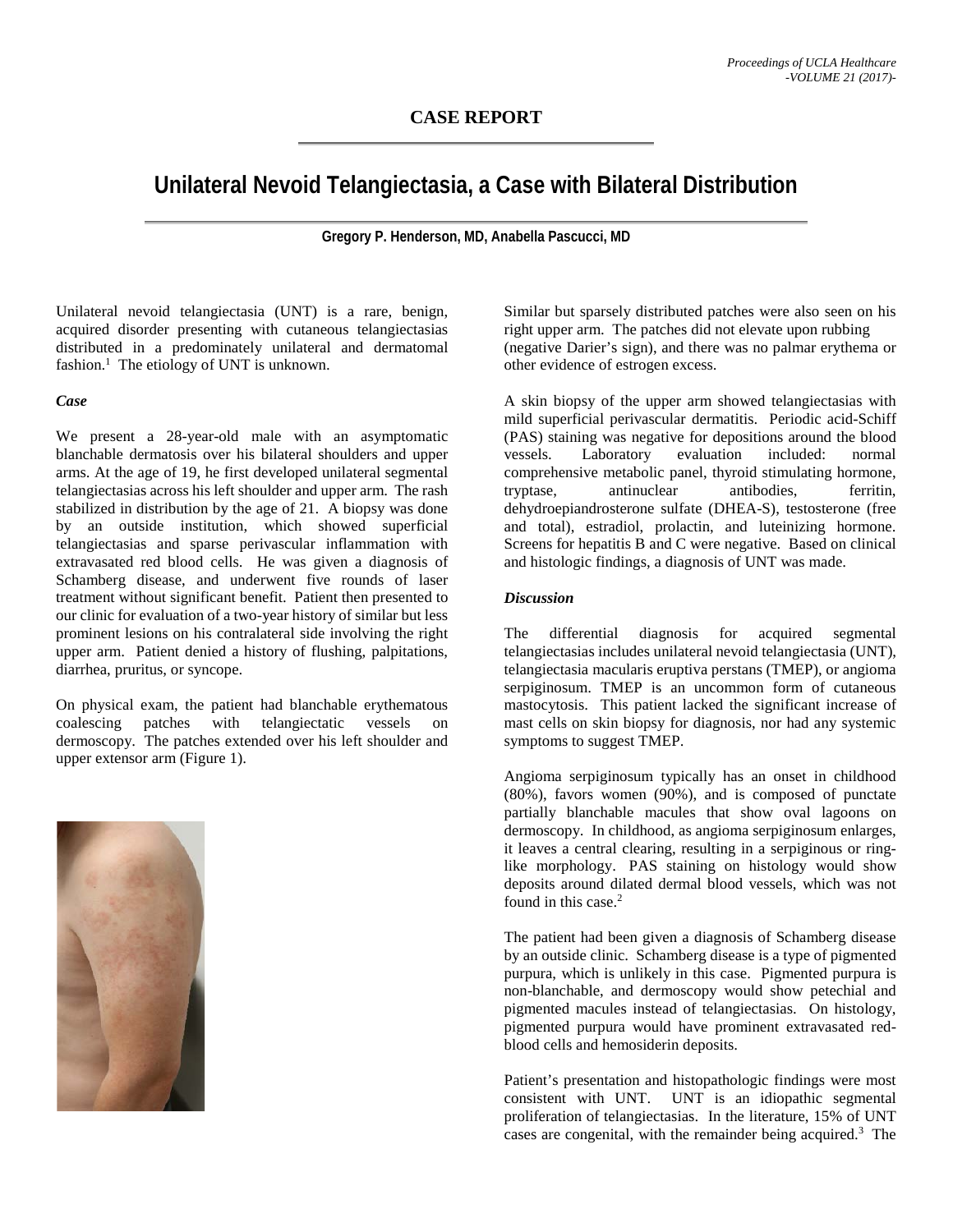## CASE REPORT

# Unilateral Nevoid Telangiectasia, a Case with Bilateral Distribution

**Gregory P. Henderson, MD, Anabella Pascucci, MD**

Unilateral nevoid telangiectasia (UNT) is a rare, benign, acquired disorder presenting with cutaneous telangiectasias distributed in a predominately unilateral and dermatomal fashion.[1] The etiology of UNT is unknown.

### *Case*

We present a 28-year-old male with an asymptomatic blanchable dermatosis over his bilateral shoulders and upper arms. At the age of 19, he first developed unilateral segmental telangiectasias across his left shoulder and upper arm. The rash stabilized in distribution by the age of 21. A biopsy was done by an outside institution, which showed superficial telangiectasias and sparse perivascular inflammation with extravasated red blood cells. He was given a diagnosis of Schamberg disease, and underwent five rounds of laser treatment without significant benefit. Patient then presented to our clinic for evaluation of a two-year history of similar but less prominent lesions on his contralateral side involving the right upper arm. Patient denied a history of flushing, palpitations, diarrhea, pruritus, or syncope.

On physical exam, the patient had blanchable erythematous coalescing patches with telangiectatic vessels on dermoscopy. The patches extended over his left shoulder and upper extensor arm (Figure 1).

Similar but sparsely distributed patches were also seen on his right upper arm. The patches did not elevate upon rubbing (negative Darier's sign), and there was no palmar erythema or other evidence of estrogen excess.

A skin biopsy of the upper arm showed telangiectasias with mild superficial perivascular dermatitis. Periodic acid-Schiff (PAS) staining was negative for depositions around the blood vessels. Laboratory evaluation included: normal comprehensive metabolic panel, thyroid stimulating hormone, tryptase, antinuclear antibodies, ferritin, dehydroepiandrosterone sulfate (DHEA-S), testosterone (free and total), estradiol, prolactin, and luteinizing hormone. Screens for hepatitis B and C were negative. Based on clinical and histologic findings, a diagnosis of UNT was made.

### *Discussion*

The differential diagnosis for acquired segmental telangiectasias includes unilateral nevoid telangiectasia (UNT), telangiectasia macularis eruptiva perstans (TMEP), or angioma serpiginosum. TMEP is an uncommon form of cutaneous mastocytosis. This patient lacked the significant increase of mast cells on skin biopsy for diagnosis, nor had any systemic symptoms to suggest TMEP.

Angioma serpiginosum typically has an onset in childhood (80%), favors women (90%), and is composed of punctate partially blanchable macules that show oval lagoons on dermoscopy. In childhood, as angioma serpiginosum enlarges, it leaves a central clearing, resulting in a serpiginous or ring-like morphology. PAS staining on histology would show deposits around dilated dermal blood vessels, which was not found in this case.[2]

The patient had been given a diagnosis of Schamberg disease by an outside clinic. Schamberg disease is a type of pigmented purpura, which is unlikely in this case. Pigmented purpura is non-blanchable, and dermoscopy would show petechial and pigmented macules instead of telangiectasias. On histology, pigmented purpura would have prominent extravasated red-blood cells and hemosiderin deposits.

Patient's presentation and histopathologic findings were most consistent with UNT. UNT is an idiopathic segmental proliferation of telangiectasias. In the literature, 15% of UNT cases are congenital, with the remainder being acquired.[3] The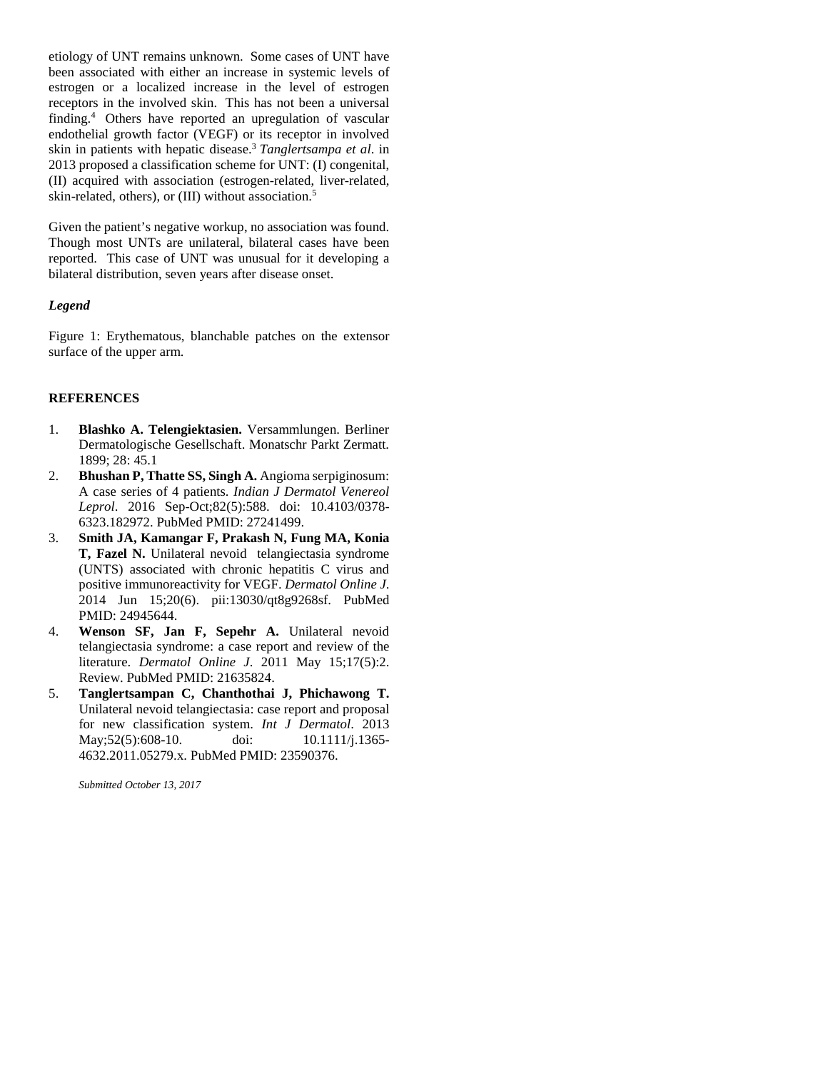etiology of UNT remains unknown. Some cases of UNT have been associated with either an increase in systemic levels of estrogen or a localized increase in the level of estrogen receptors in the involved skin. This has not been a universal finding.[4] Others have reported an upregulation of vascular endothelial growth factor (VEGF) or its receptor in involved skin in patients with hepatic disease.[3] *Tanglertsampa et al*. in 2013 proposed a classification scheme for UNT: (I) congenital, (II) acquired with association (estrogen-related, liver-related, skin-related, others), or (III) without association.[5]

Given the patient's negative workup, no association was found. Though most UNTs are unilateral, bilateral cases have been reported. This case of UNT was unusual for it developing a bilateral distribution, seven years after disease onset.

***Legend***

Figure 1: Erythematous, blanchable patches on the extensor surface of the upper arm.

## REFERENCES

1. **Blashko A. Telengiektasien.** Versammlungen. Berliner Dermatologische Gesellschaft. Monatschr Parkt Zermatt. 1899; 28: 45.1
2. **Bhushan P, Thatte SS, Singh A.** Angioma serpiginosum: A case series of 4 patients. *Indian J Dermatol Venereol Leprol*. 2016 Sep-Oct;82(5):588. doi: 10.4103/0378-6323.182972. PubMed PMID: 27241499.
3. **Smith JA, Kamangar F, Prakash N, Fung MA, Konia T, Fazel N.** Unilateral nevoid telangiectasia syndrome (UNTS) associated with chronic hepatitis C virus and positive immunoreactivity for VEGF. *Dermatol Online J*. 2014 Jun 15;20(6). pii:13030/qt8g9268sf. PubMed PMID: 24945644.
4. **Wenson SF, Jan F, Sepehr A.** Unilateral nevoid telangiectasia syndrome: a case report and review of the literature. *Dermatol Online J*. 2011 May 15;17(5):2. Review. PubMed PMID: 21635824.
5. **Tanglertsampan C, Chanthothai J, Phichawong T.** Unilateral nevoid telangiectasia: case report and proposal for new classification system. *Int J Dermatol*. 2013 May;52(5):608-10. doi: 10.1111/j.1365-4632.2011.05279.x. PubMed PMID: 23590376.

*Submitted October 13, 2017*